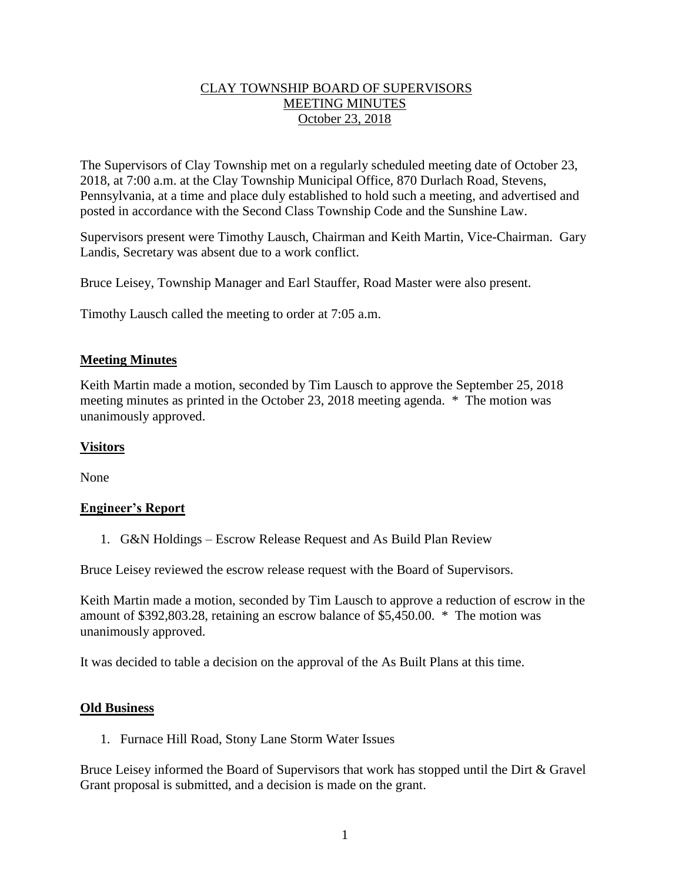# CLAY TOWNSHIP BOARD OF SUPERVISORS
## MEETING MINUTES
### October 23, 2018

The Supervisors of Clay Township met on a regularly scheduled meeting date of October 23, 2018, at 7:00 a.m. at the Clay Township Municipal Office, 870 Durlach Road, Stevens, Pennsylvania, at a time and place duly established to hold such a meeting, and advertised and posted in accordance with the Second Class Township Code and the Sunshine Law.

Supervisors present were Timothy Lausch, Chairman and Keith Martin, Vice-Chairman. Gary Landis, Secretary was absent due to a work conflict.

Bruce Leisey, Township Manager and Earl Stauffer, Road Master were also present.

Timothy Lausch called the meeting to order at 7:05 a.m.

**Meeting Minutes**

Keith Martin made a motion, seconded by Tim Lausch to approve the September 25, 2018 meeting minutes as printed in the October 23, 2018 meeting agenda. * The motion was unanimously approved.

**Visitors**

None

**Engineer's Report**

1. G&N Holdings – Escrow Release Request and As Build Plan Review

Bruce Leisey reviewed the escrow release request with the Board of Supervisors.

Keith Martin made a motion, seconded by Tim Lausch to approve a reduction of escrow in the amount of $392,803.28, retaining an escrow balance of $5,450.00. * The motion was unanimously approved.

It was decided to table a decision on the approval of the As Built Plans at this time.

**Old Business**

1. Furnace Hill Road, Stony Lane Storm Water Issues

Bruce Leisey informed the Board of Supervisors that work has stopped until the Dirt & Gravel Grant proposal is submitted, and a decision is made on the grant.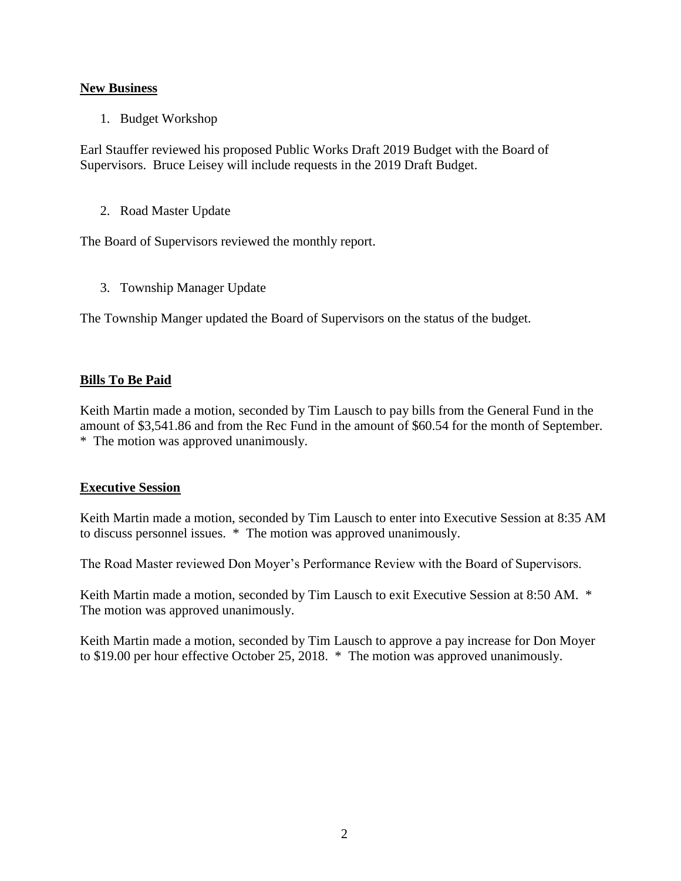**New Business**

1. Budget Workshop

Earl Stauffer reviewed his proposed Public Works Draft 2019 Budget with the Board of Supervisors. Bruce Leisey will include requests in the 2019 Draft Budget.

2. Road Master Update

The Board of Supervisors reviewed the monthly report.

3. Township Manager Update

The Township Manger updated the Board of Supervisors on the status of the budget.

**Bills To Be Paid**

Keith Martin made a motion, seconded by Tim Lausch to pay bills from the General Fund in the amount of $3,541.86 and from the Rec Fund in the amount of $60.54 for the month of September. * The motion was approved unanimously.

**Executive Session**

Keith Martin made a motion, seconded by Tim Lausch to enter into Executive Session at 8:35 AM to discuss personnel issues. * The motion was approved unanimously.

The Road Master reviewed Don Moyer's Performance Review with the Board of Supervisors.

Keith Martin made a motion, seconded by Tim Lausch to exit Executive Session at 8:50 AM. * The motion was approved unanimously.

Keith Martin made a motion, seconded by Tim Lausch to approve a pay increase for Don Moyer to $19.00 per hour effective October 25, 2018. * The motion was approved unanimously.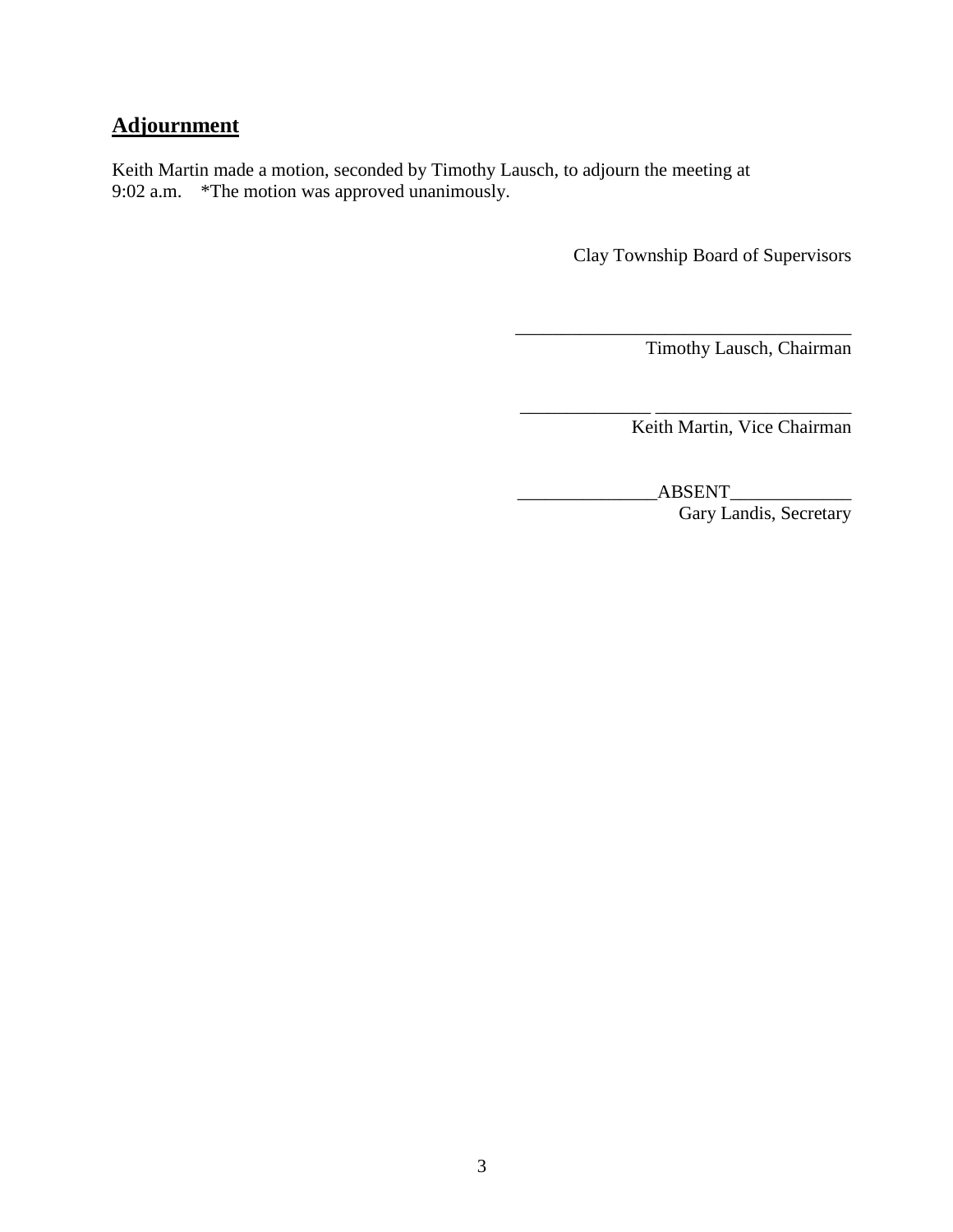## **Adjournment**

Keith Martin made a motion, seconded by Timothy Lausch, to adjourn the meeting at 9:02 a.m. *The motion was approved unanimously.

Clay Township Board of Supervisors

_____________________________________
Timothy Lausch, Chairman

______________ ____________________
Keith Martin, Vice Chairman

_______________ABSENT_____________
Gary Landis, Secretary